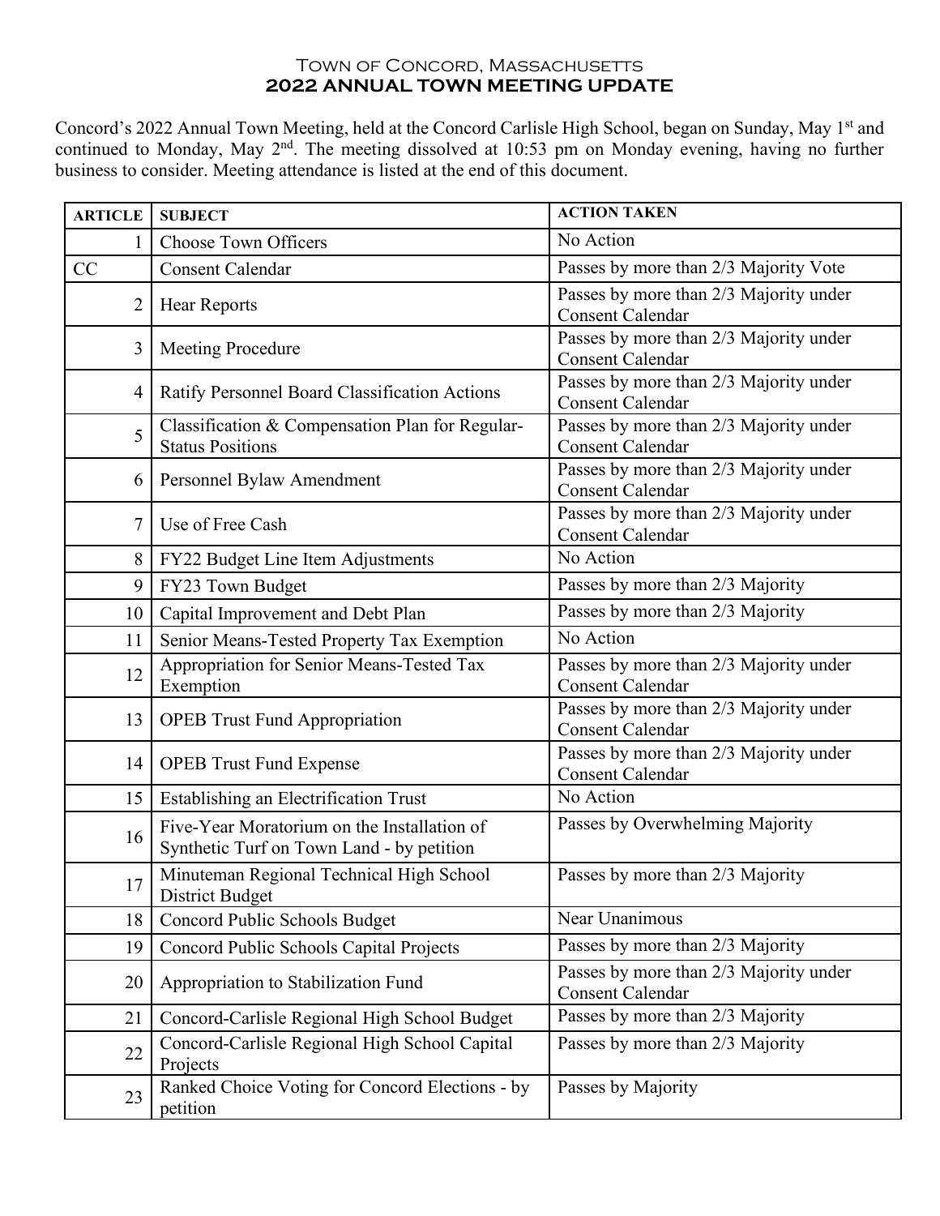# Town of Concord, Massachusetts
## 2022 ANNUAL TOWN MEETING UPDATE

Concord's 2022 Annual Town Meeting, held at the Concord Carlisle High School, began on Sunday, May 1st and continued to Monday, May 2nd. The meeting dissolved at 10:53 pm on Monday evening, having no further business to consider. Meeting attendance is listed at the end of this document.

| ARTICLE | SUBJECT | ACTION TAKEN |
|---|---|---|
| 1 | Choose Town Officers | No Action |
| CC | Consent Calendar | Passes by more than 2/3 Majority Vote |
| 2 | Hear Reports | Passes by more than 2/3 Majority under Consent Calendar |
| 3 | Meeting Procedure | Passes by more than 2/3 Majority under Consent Calendar |
| 4 | Ratify Personnel Board Classification Actions | Passes by more than 2/3 Majority under Consent Calendar |
| 5 | Classification & Compensation Plan for Regular-Status Positions | Passes by more than 2/3 Majority under Consent Calendar |
| 6 | Personnel Bylaw Amendment | Passes by more than 2/3 Majority under Consent Calendar |
| 7 | Use of Free Cash | Passes by more than 2/3 Majority under Consent Calendar |
| 8 | FY22 Budget Line Item Adjustments | No Action |
| 9 | FY23 Town Budget | Passes by more than 2/3 Majority |
| 10 | Capital Improvement and Debt Plan | Passes by more than 2/3 Majority |
| 11 | Senior Means-Tested Property Tax Exemption | No Action |
| 12 | Appropriation for Senior Means-Tested Tax Exemption | Passes by more than 2/3 Majority under Consent Calendar |
| 13 | OPEB Trust Fund Appropriation | Passes by more than 2/3 Majority under Consent Calendar |
| 14 | OPEB Trust Fund Expense | Passes by more than 2/3 Majority under Consent Calendar |
| 15 | Establishing an Electrification Trust | No Action |
| 16 | Five-Year Moratorium on the Installation of Synthetic Turf on Town Land - by petition | Passes by Overwhelming Majority |
| 17 | Minuteman Regional Technical High School District Budget | Passes by more than 2/3 Majority |
| 18 | Concord Public Schools Budget | Near Unanimous |
| 19 | Concord Public Schools Capital Projects | Passes by more than 2/3 Majority |
| 20 | Appropriation to Stabilization Fund | Passes by more than 2/3 Majority under Consent Calendar |
| 21 | Concord-Carlisle Regional High School Budget | Passes by more than 2/3 Majority |
| 22 | Concord-Carlisle Regional High School Capital Projects | Passes by more than 2/3 Majority |
| 23 | Ranked Choice Voting for Concord Elections - by petition | Passes by Majority |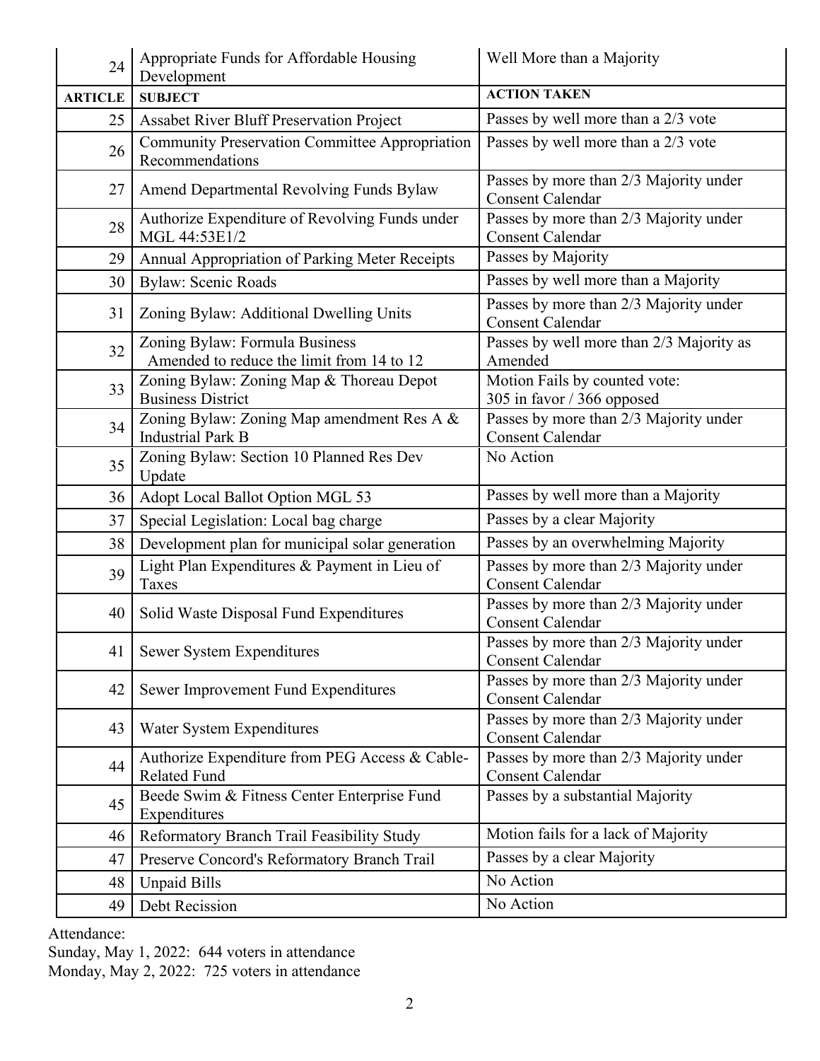| | | |
|---|---|---|
| 24 | Appropriate Funds for Affordable Housing Development | Well More than a Majority |
| **ARTICLE** | **SUBJECT** | **ACTION TAKEN** |
| 25 | Assabet River Bluff Preservation Project | Passes by well more than a 2/3 vote |
| 26 | Community Preservation Committee Appropriation Recommendations | Passes by well more than a 2/3 vote |
| 27 | Amend Departmental Revolving Funds Bylaw | Passes by more than 2/3 Majority under Consent Calendar |
| 28 | Authorize Expenditure of Revolving Funds under MGL 44:53E1/2 | Passes by more than 2/3 Majority under Consent Calendar |
| 29 | Annual Appropriation of Parking Meter Receipts | Passes by Majority |
| 30 | Bylaw: Scenic Roads | Passes by well more than a Majority |
| 31 | Zoning Bylaw: Additional Dwelling Units | Passes by more than 2/3 Majority under Consent Calendar |
| 32 | Zoning Bylaw: Formula Business<br>Amended to reduce the limit from 14 to 12 | Passes by well more than 2/3 Majority as Amended |
| 33 | Zoning Bylaw: Zoning Map & Thoreau Depot Business District | Motion Fails by counted vote:<br>305 in favor / 366 opposed |
| 34 | Zoning Bylaw: Zoning Map amendment Res A & Industrial Park B | Passes by more than 2/3 Majority under Consent Calendar |
| 35 | Zoning Bylaw: Section 10 Planned Res Dev Update | No Action |
| 36 | Adopt Local Ballot Option MGL 53 | Passes by well more than a Majority |
| 37 | Special Legislation: Local bag charge | Passes by a clear Majority |
| 38 | Development plan for municipal solar generation | Passes by an overwhelming Majority |
| 39 | Light Plan Expenditures & Payment in Lieu of Taxes | Passes by more than 2/3 Majority under Consent Calendar |
| 40 | Solid Waste Disposal Fund Expenditures | Passes by more than 2/3 Majority under Consent Calendar |
| 41 | Sewer System Expenditures | Passes by more than 2/3 Majority under Consent Calendar |
| 42 | Sewer Improvement Fund Expenditures | Passes by more than 2/3 Majority under Consent Calendar |
| 43 | Water System Expenditures | Passes by more than 2/3 Majority under Consent Calendar |
| 44 | Authorize Expenditure from PEG Access & Cable-Related Fund | Passes by more than 2/3 Majority under Consent Calendar |
| 45 | Beede Swim & Fitness Center Enterprise Fund Expenditures | Passes by a substantial Majority |
| 46 | Reformatory Branch Trail Feasibility Study | Motion fails for a lack of Majority |
| 47 | Preserve Concord's Reformatory Branch Trail | Passes by a clear Majority |
| 48 | Unpaid Bills | No Action |
| 49 | Debt Recission | No Action |

Attendance:
Sunday, May 1, 2022: 644 voters in attendance
Monday, May 2, 2022: 725 voters in attendance